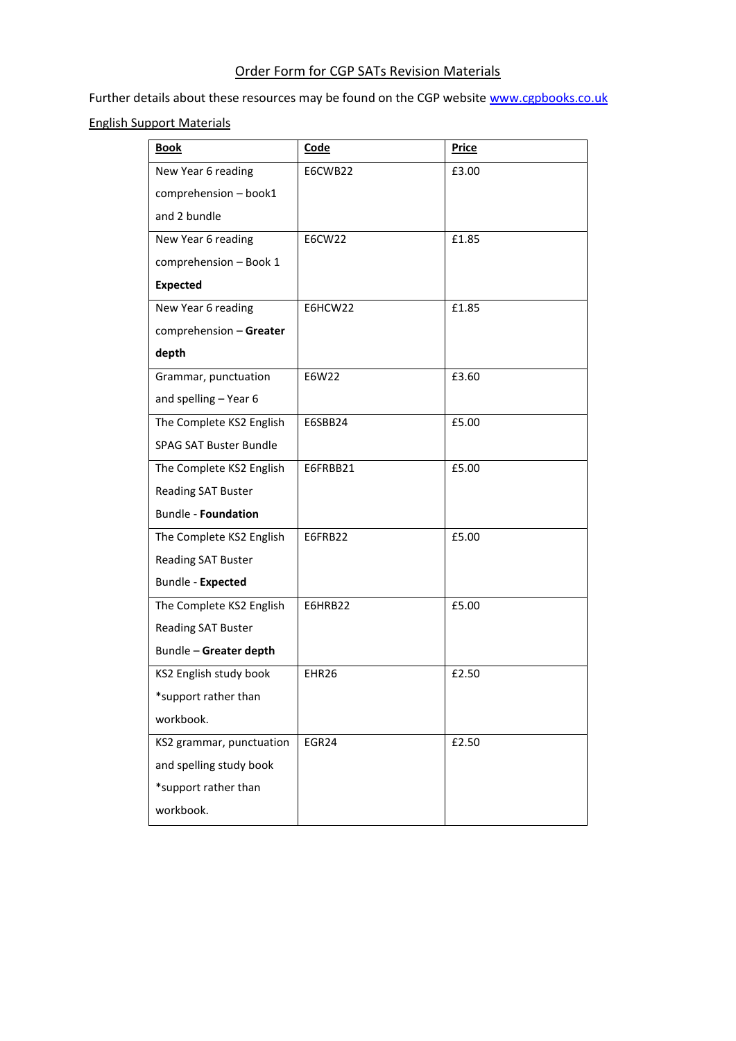# Order Form for CGP SATs Revision Materials

Further details about these resources may be found on the CGP website www.cgpbooks.co.uk

## English Support Materials

| **Book** | **Code** | **Price** |
|---|---|---|
| New Year 6 reading comprehension – book1 and 2 bundle | E6CWB22 | £3.00 |
| New Year 6 reading comprehension – Book 1 **Expected** | E6CW22 | £1.85 |
| New Year 6 reading comprehension – **Greater depth** | E6HCW22 | £1.85 |
| Grammar, punctuation and spelling – Year 6 | E6W22 | £3.60 |
| The Complete KS2 English SPAG SAT Buster Bundle | E6SBB24 | £5.00 |
| The Complete KS2 English Reading SAT Buster Bundle - **Foundation** | E6FRBB21 | £5.00 |
| The Complete KS2 English Reading SAT Buster Bundle - **Expected** | E6FRB22 | £5.00 |
| The Complete KS2 English Reading SAT Buster Bundle – **Greater depth** | E6HRB22 | £5.00 |
| KS2 English study book *support rather than workbook. | EHR26 | £2.50 |
| KS2 grammar, punctuation and spelling study book *support rather than workbook. | EGR24 | £2.50 |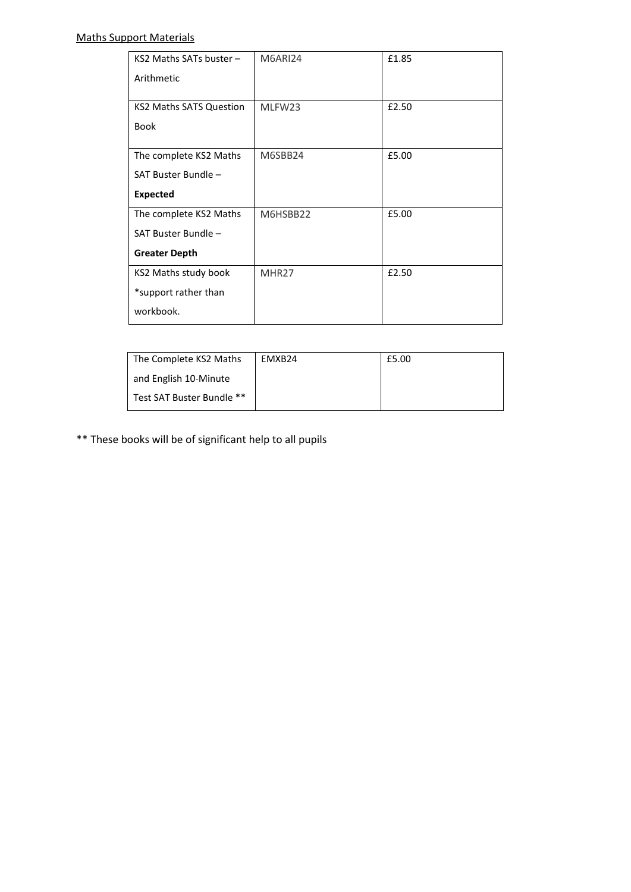Maths Support Materials

| | | |
|---|---|---|
| KS2 Maths SATs buster – Arithmetic | M6ARI24 | £1.85 |
| KS2 Maths SATS Question Book | MLFW23 | £2.50 |
| The complete KS2 Maths SAT Buster Bundle – **Expected** | M6SBB24 | £5.00 |
| The complete KS2 Maths SAT Buster Bundle – **Greater Depth** | M6HSBB22 | £5.00 |
| KS2 Maths study book *support rather than workbook. | MHR27 | £2.50 |

| | | |
|---|---|---|
| The Complete KS2 Maths and English 10-Minute Test SAT Buster Bundle ** | EMXB24 | £5.00 |

** These books will be of significant help to all pupils